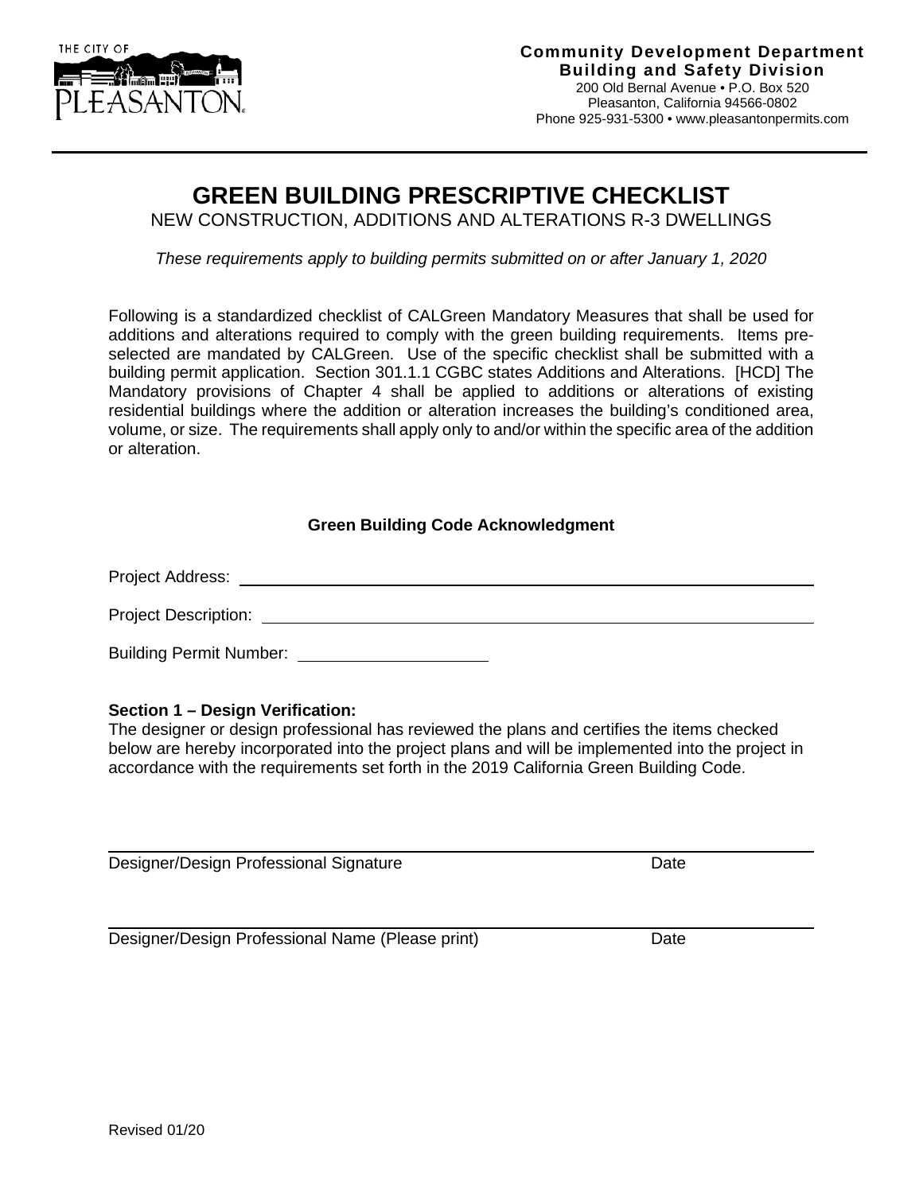THE CITY OF PLEASANTON.

**Community Development Department**
**Building and Safety Division**
200 Old Bernal Avenue • P.O. Box 520
Pleasanton, California 94566-0802
Phone 925-931-5300 • www.pleasantonpermits.com

# GREEN BUILDING PRESCRIPTIVE CHECKLIST

NEW CONSTRUCTION, ADDITIONS AND ALTERATIONS R-3 DWELLINGS

*These requirements apply to building permits submitted on or after January 1, 2020*

Following is a standardized checklist of CALGreen Mandatory Measures that shall be used for additions and alterations required to comply with the green building requirements. Items pre-selected are mandated by CALGreen. Use of the specific checklist shall be submitted with a building permit application. Section 301.1.1 CGBC states Additions and Alterations. [HCD] The Mandatory provisions of Chapter 4 shall be applied to additions or alterations of existing residential buildings where the addition or alteration increases the building's conditioned area, volume, or size. The requirements shall apply only to and/or within the specific area of the addition or alteration.

**Green Building Code Acknowledgment**

Project Address: ______________________________

Project Description: ______________________________

Building Permit Number: ____________________

**Section 1 – Design Verification:**
The designer or design professional has reviewed the plans and certifies the items checked below are hereby incorporated into the project plans and will be implemented into the project in accordance with the requirements set forth in the 2019 California Green Building Code.

______________________________
Designer/Design Professional Signature    Date

______________________________
Designer/Design Professional Name (Please print)    Date

Revised 01/20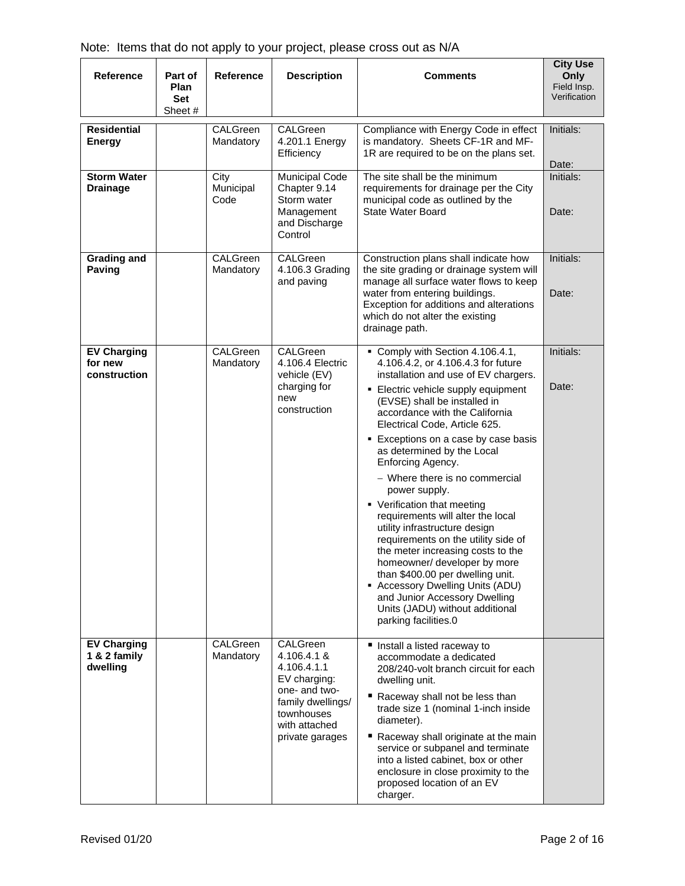Note: Items that do not apply to your project, please cross out as N/A

| Reference | Part of Plan Set Sheet # | Reference | Description | Comments | City Use Only Field Insp. Verification |
|---|---|---|---|---|---|
| **Residential Energy** | | CALGreen Mandatory | CALGreen 4.201.1 Energy Efficiency | Compliance with Energy Code in effect is mandatory. Sheets CF-1R and MF-1R are required to be on the plans set. | Initials: Date: |
| **Storm Water Drainage** | | City Municipal Code | Municipal Code Chapter 9.14 Storm water Management and Discharge Control | The site shall be the minimum requirements for drainage per the City municipal code as outlined by the State Water Board | Initials: Date: |
| **Grading and Paving** | | CALGreen Mandatory | CALGreen 4.106.3 Grading and paving | Construction plans shall indicate how the site grading or drainage system will manage all surface water flows to keep water from entering buildings. Exception for additions and alterations which do not alter the existing drainage path. | Initials: Date: |
| **EV Charging for new construction** | | CALGreen Mandatory | CALGreen 4.106.4 Electric vehicle (EV) charging for new construction | ▪ Comply with Section 4.106.4.1, 4.106.4.2, or 4.106.4.3 for future installation and use of EV chargers.<br>▪ Electric vehicle supply equipment (EVSE) shall be installed in accordance with the California Electrical Code, Article 625.<br>▪ Exceptions on a case by case basis as determined by the Local Enforcing Agency.<br>– Where there is no commercial power supply.<br>▪ Verification that meeting requirements will alter the local utility infrastructure design requirements on the utility side of the meter increasing costs to the homeowner/ developer by more than $400.00 per dwelling unit.<br>▪ Accessory Dwelling Units (ADU) and Junior Accessory Dwelling Units (JADU) without additional parking facilities.0 | Initials: Date: |
| **EV Charging 1 & 2 family dwelling** | | CALGreen Mandatory | CALGreen 4.106.4.1 & 4.106.4.1.1 EV charging: one- and two-family dwellings/ townhouses with attached private garages | ▪ Install a listed raceway to accommodate a dedicated 208/240-volt branch circuit for each dwelling unit.<br>▪ Raceway shall not be less than trade size 1 (nominal 1-inch inside diameter).<br>▪ Raceway shall originate at the main service or subpanel and terminate into a listed cabinet, box or other enclosure in close proximity to the proposed location of an EV charger. | |

Revised 01/20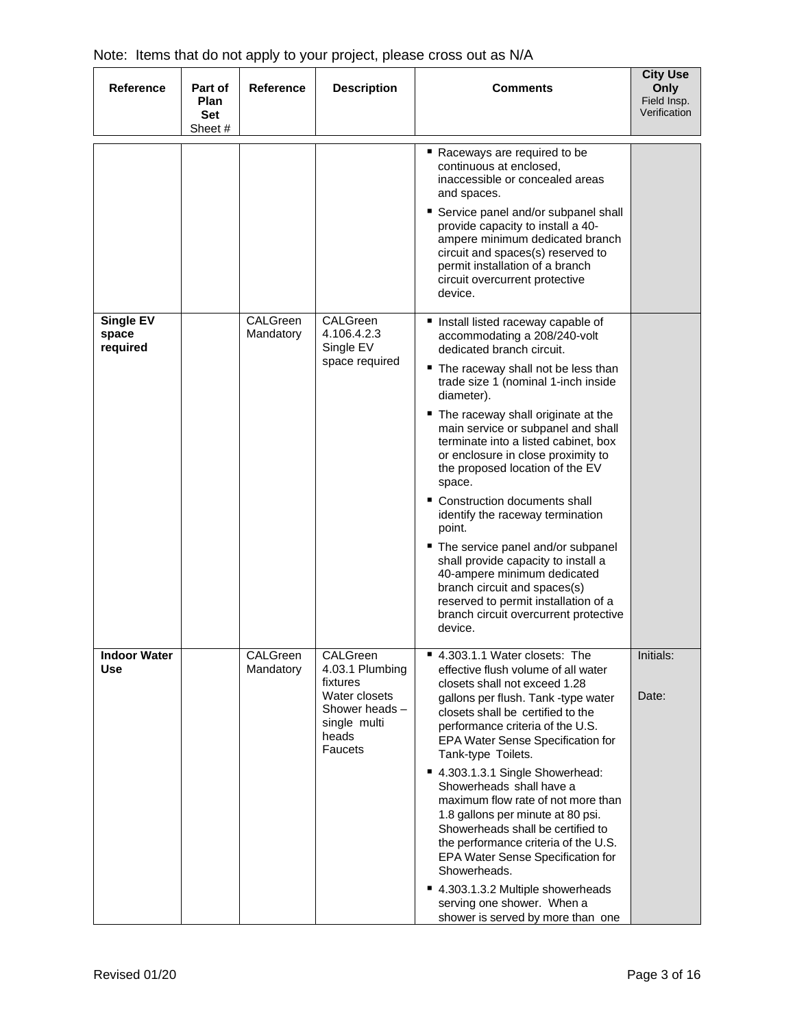Note: Items that do not apply to your project, please cross out as N/A

| Reference | Part of Plan Set Sheet # | Reference | Description | Comments | City Use Only Field Insp. Verification |
|---|---|---|---|---|---|
| | | | | ▪ Raceways are required to be continuous at enclosed, inaccessible or concealed areas and spaces.<br>▪ Service panel and/or subpanel shall provide capacity to install a 40-ampere minimum dedicated branch circuit and spaces(s) reserved to permit installation of a branch circuit overcurrent protective device. | |
| **Single EV space required** | | CALGreen Mandatory | CALGreen 4.106.4.2.3 Single EV space required | ▪ Install listed raceway capable of accommodating a 208/240-volt dedicated branch circuit.<br>▪ The raceway shall not be less than trade size 1 (nominal 1-inch inside diameter).<br>▪ The raceway shall originate at the main service or subpanel and shall terminate into a listed cabinet, box or enclosure in close proximity to the proposed location of the EV space.<br>▪ Construction documents shall identify the raceway termination point.<br>▪ The service panel and/or subpanel shall provide capacity to install a 40-ampere minimum dedicated branch circuit and spaces(s) reserved to permit installation of a branch circuit overcurrent protective device. | |
| **Indoor Water Use** | | CALGreen Mandatory | CALGreen 4.03.1 Plumbing fixtures Water closets Shower heads – single multi heads Faucets | ▪ 4.303.1.1 Water closets: The effective flush volume of all water closets shall not exceed 1.28 gallons per flush. Tank -type water closets shall be certified to the performance criteria of the U.S. EPA Water Sense Specification for Tank-type Toilets.<br>▪ 4.303.1.3.1 Single Showerhead: Showerheads shall have a maximum flow rate of not more than 1.8 gallons per minute at 80 psi. Showerheads shall be certified to the performance criteria of the U.S. EPA Water Sense Specification for Showerheads.<br>▪ 4.303.1.3.2 Multiple showerheads serving one shower. When a shower is served by more than one | Initials:<br><br>Date: |

Revised 01/20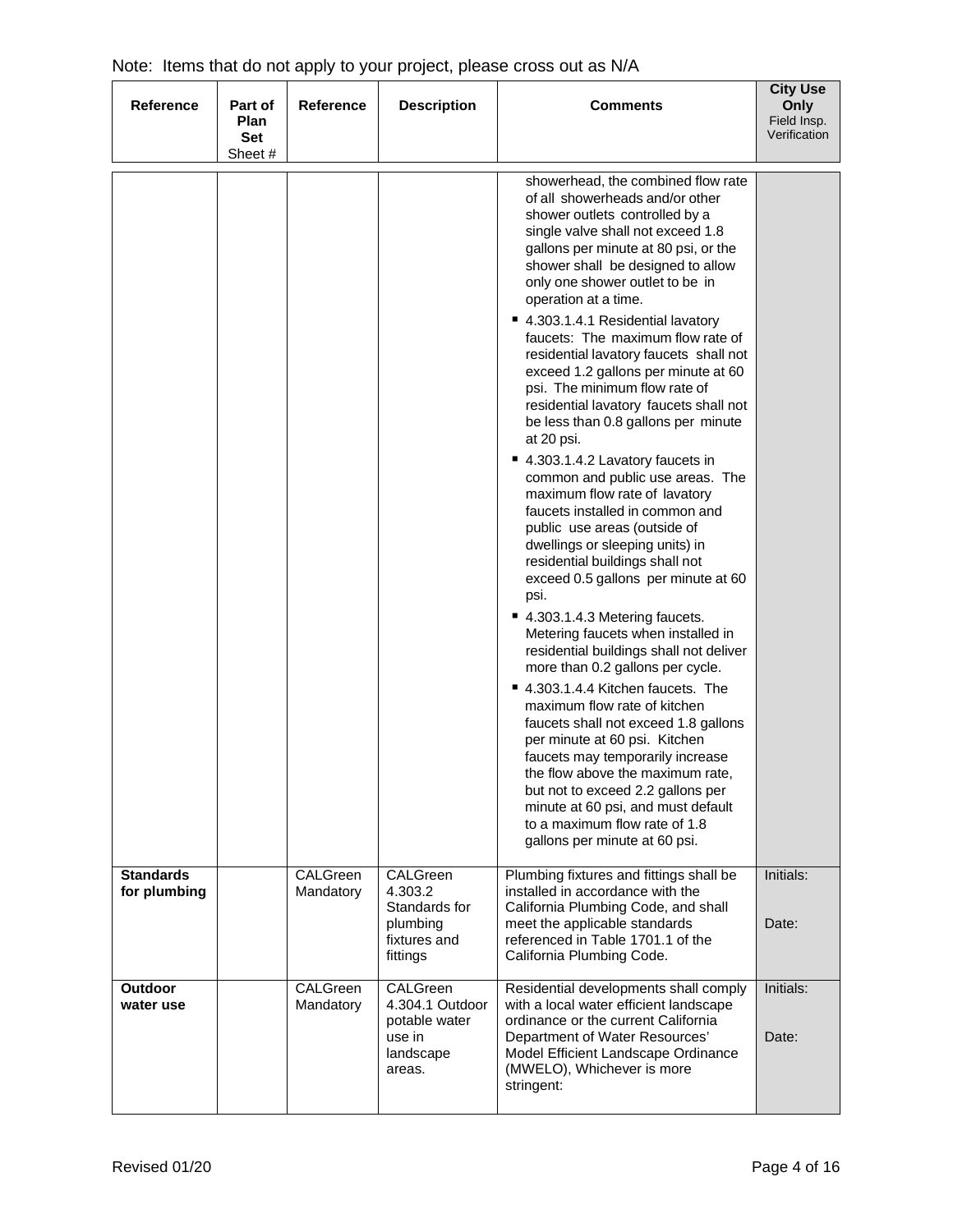Note: Items that do not apply to your project, please cross out as N/A

| Reference | Part of Plan Set Sheet # | Reference | Description | Comments | City Use Only Field Insp. Verification |
|---|---|---|---|---|---|
| | | | | showerhead, the combined flow rate of all showerheads and/or other shower outlets controlled by a single valve shall not exceed 1.8 gallons per minute at 80 psi, or the shower shall be designed to allow only one shower outlet to be in operation at a time.<br>▪ 4.303.1.4.1 Residential lavatory faucets: The maximum flow rate of residential lavatory faucets shall not exceed 1.2 gallons per minute at 60 psi. The minimum flow rate of residential lavatory faucets shall not be less than 0.8 gallons per minute at 20 psi.<br>▪ 4.303.1.4.2 Lavatory faucets in common and public use areas. The maximum flow rate of lavatory faucets installed in common and public use areas (outside of dwellings or sleeping units) in residential buildings shall not exceed 0.5 gallons per minute at 60 psi.<br>▪ 4.303.1.4.3 Metering faucets. Metering faucets when installed in residential buildings shall not deliver more than 0.2 gallons per cycle.<br>▪ 4.303.1.4.4 Kitchen faucets. The maximum flow rate of kitchen faucets shall not exceed 1.8 gallons per minute at 60 psi. Kitchen faucets may temporarily increase the flow above the maximum rate, but not to exceed 2.2 gallons per minute at 60 psi, and must default to a maximum flow rate of 1.8 gallons per minute at 60 psi. | |
| **Standards for plumbing** | | CALGreen Mandatory | CALGreen 4.303.2 Standards for plumbing fixtures and fittings | Plumbing fixtures and fittings shall be installed in accordance with the California Plumbing Code, and shall meet the applicable standards referenced in Table 1701.1 of the California Plumbing Code. | Initials:<br><br>Date: |
| **Outdoor water use** | | CALGreen Mandatory | CALGreen 4.304.1 Outdoor potable water use in landscape areas. | Residential developments shall comply with a local water efficient landscape ordinance or the current California Department of Water Resources' Model Efficient Landscape Ordinance (MWELO), Whichever is more stringent: | Initials:<br><br>Date: |

Revised 01/20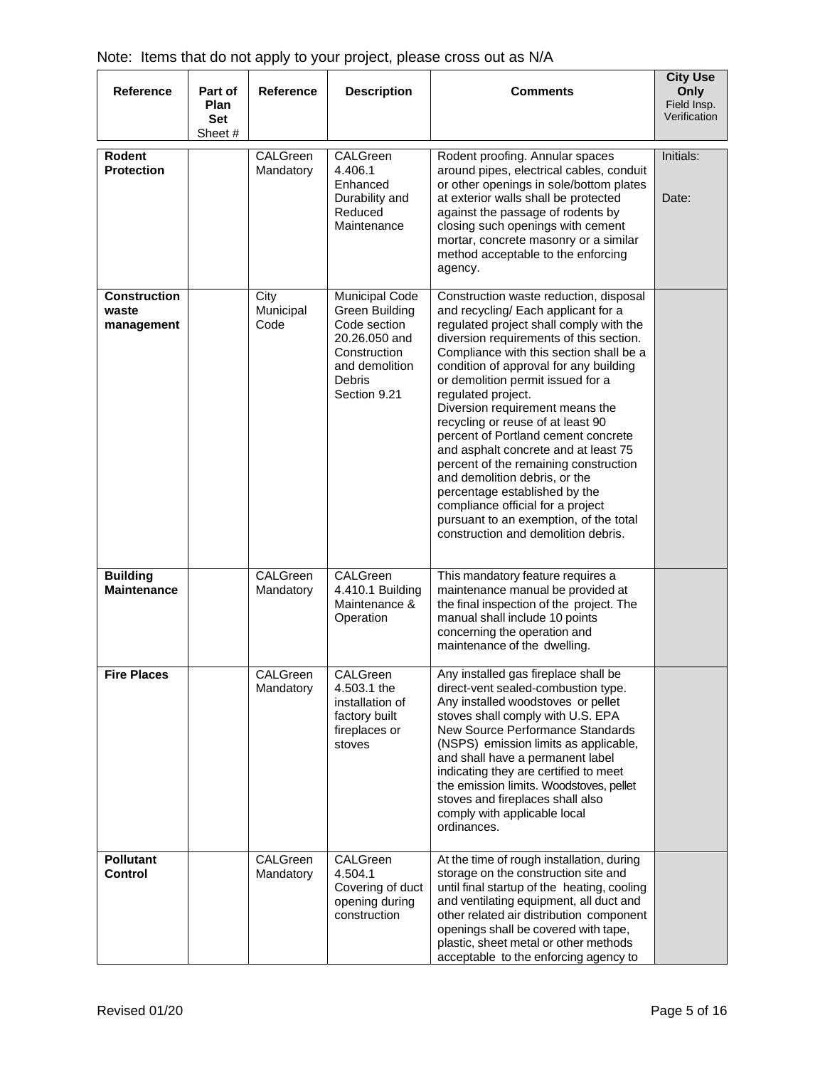Note: Items that do not apply to your project, please cross out as N/A

| Reference | Part of Plan Set Sheet # | Reference | Description | Comments | City Use Only Field Insp. Verification |
|---|---|---|---|---|---|
| **Rodent Protection** | | CALGreen Mandatory | CALGreen 4.406.1 Enhanced Durability and Reduced Maintenance | Rodent proofing. Annular spaces around pipes, electrical cables, conduit or other openings in sole/bottom plates at exterior walls shall be protected against the passage of rodents by closing such openings with cement mortar, concrete masonry or a similar method acceptable to the enforcing agency. | Initials: Date: |
| **Construction waste management** | | City Municipal Code | Municipal Code Green Building Code section 20.26.050 and Construction and demolition Debris Section 9.21 | Construction waste reduction, disposal and recycling/ Each applicant for a regulated project shall comply with the diversion requirements of this section. Compliance with this section shall be a condition of approval for any building or demolition permit issued for a regulated project. Diversion requirement means the recycling or reuse of at least 90 percent of Portland cement concrete and asphalt concrete and at least 75 percent of the remaining construction and demolition debris, or the percentage established by the compliance official for a project pursuant to an exemption, of the total construction and demolition debris. | |
| **Building Maintenance** | | CALGreen Mandatory | CALGreen 4.410.1 Building Maintenance & Operation | This mandatory feature requires a maintenance manual be provided at the final inspection of the project. The manual shall include 10 points concerning the operation and maintenance of the dwelling. | |
| **Fire Places** | | CALGreen Mandatory | CALGreen 4.503.1 the installation of factory built fireplaces or stoves | Any installed gas fireplace shall be direct-vent sealed-combustion type. Any installed woodstoves or pellet stoves shall comply with U.S. EPA New Source Performance Standards (NSPS) emission limits as applicable, and shall have a permanent label indicating they are certified to meet the emission limits. Woodstoves, pellet stoves and fireplaces shall also comply with applicable local ordinances. | |
| **Pollutant Control** | | CALGreen Mandatory | CALGreen 4.504.1 Covering of duct opening during construction | At the time of rough installation, during storage on the construction site and until final startup of the heating, cooling and ventilating equipment, all duct and other related air distribution component openings shall be covered with tape, plastic, sheet metal or other methods acceptable to the enforcing agency to | |

Revised 01/20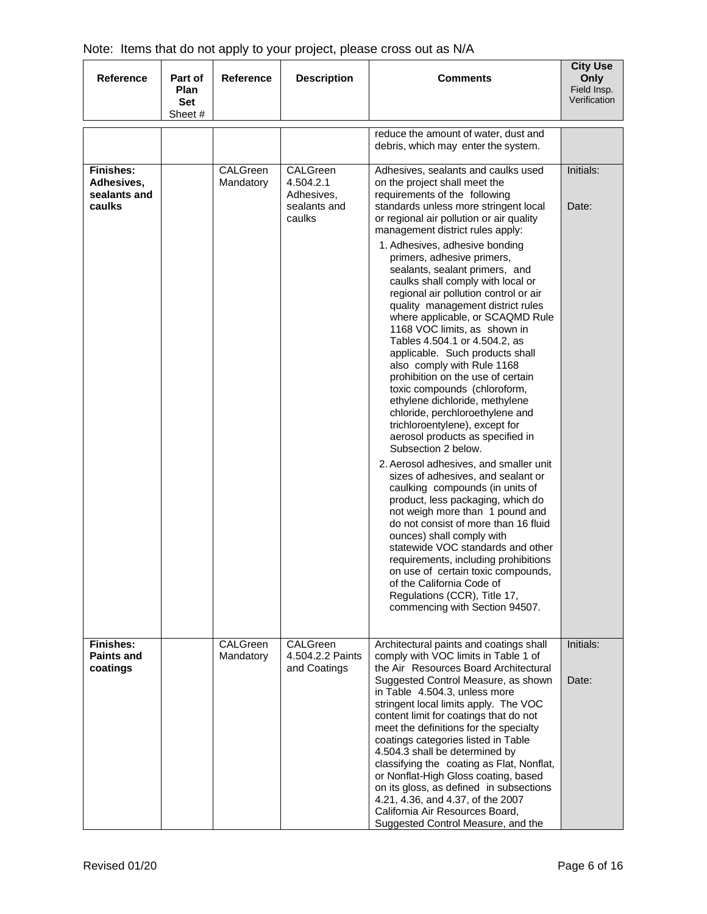Note: Items that do not apply to your project, please cross out as N/A

| Reference | Part of Plan Set Sheet # | Reference | Description | Comments | City Use Only Field Insp. Verification |
|---|---|---|---|---|---|
| | | | | reduce the amount of water, dust and debris, which may enter the system. | |
| **Finishes: Adhesives, sealants and caulks** | | CALGreen Mandatory | CALGreen 4.504.2.1 Adhesives, sealants and caulks | Adhesives, sealants and caulks used on the project shall meet the requirements of the following standards unless more stringent local or regional air pollution or air quality management district rules apply:<br>1. Adhesives, adhesive bonding primers, adhesive primers, sealants, sealant primers, and caulks shall comply with local or regional air pollution control or air quality management district rules where applicable, or SCAQMD Rule 1168 VOC limits, as shown in Tables 4.504.1 or 4.504.2, as applicable. Such products shall also comply with Rule 1168 prohibition on the use of certain toxic compounds (chloroform, ethylene dichloride, methylene chloride, perchloroethylene and trichloroentylene), except for aerosol products as specified in Subsection 2 below.<br>2. Aerosol adhesives, and smaller unit sizes of adhesives, and sealant or caulking compounds (in units of product, less packaging, which do not weigh more than 1 pound and do not consist of more than 16 fluid ounces) shall comply with statewide VOC standards and other requirements, including prohibitions on use of certain toxic compounds, of the California Code of Regulations (CCR), Title 17, commencing with Section 94507. | Initials:<br><br>Date: |
| **Finishes: Paints and coatings** | | CALGreen Mandatory | CALGreen 4.504.2.2 Paints and Coatings | Architectural paints and coatings shall comply with VOC limits in Table 1 of the Air Resources Board Architectural Suggested Control Measure, as shown in Table 4.504.3, unless more stringent local limits apply. The VOC content limit for coatings that do not meet the definitions for the specialty coatings categories listed in Table 4.504.3 shall be determined by classifying the coating as Flat, Nonflat, or Nonflat-High Gloss coating, based on its gloss, as defined in subsections 4.21, 4.36, and 4.37, of the 2007 California Air Resources Board, Suggested Control Measure, and the | Initials:<br><br>Date: |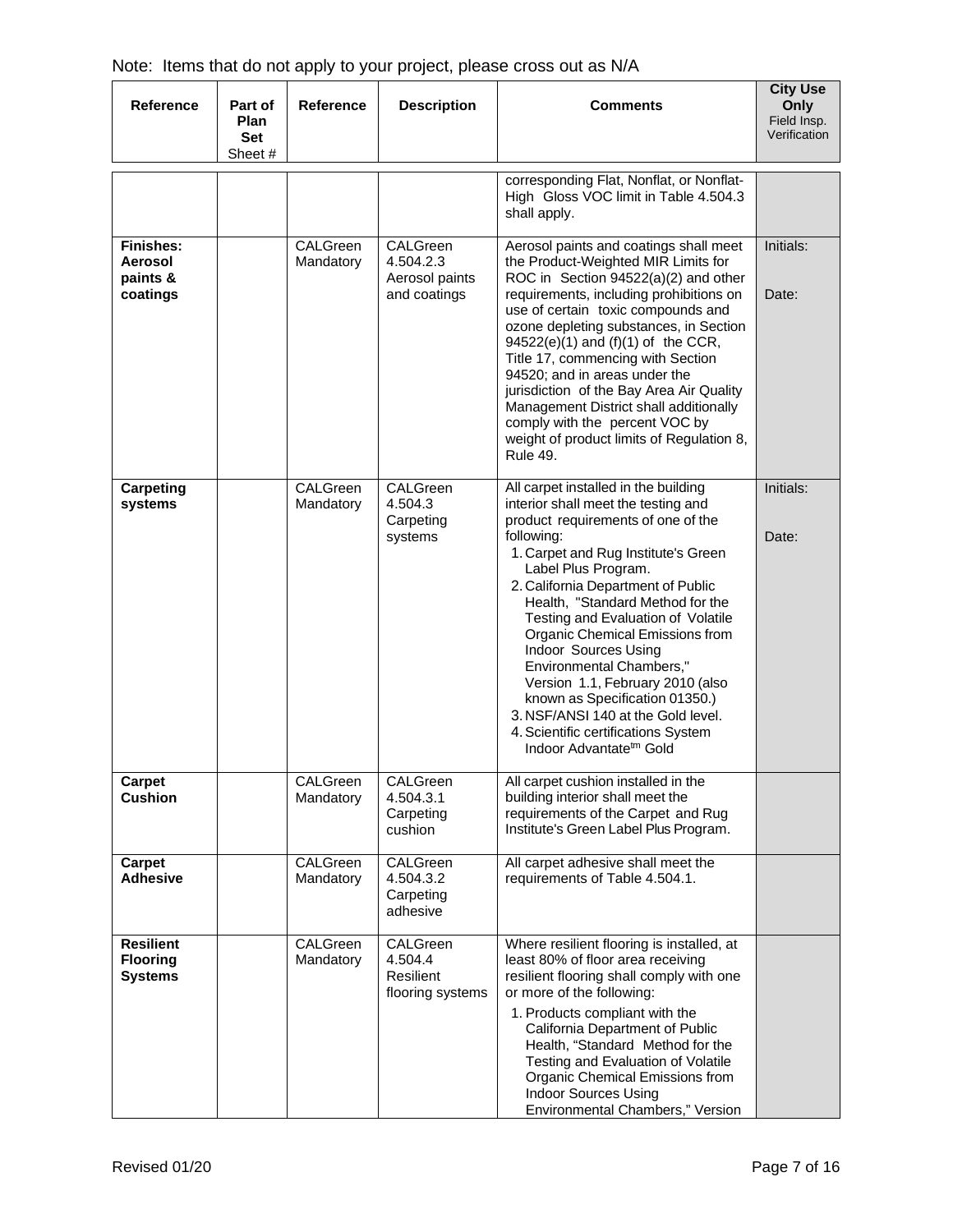Note: Items that do not apply to your project, please cross out as N/A

| Reference | Part of Plan Set Sheet # | Reference | Description | Comments | City Use Only Field Insp. Verification |
|---|---|---|---|---|---|
| | | | | corresponding Flat, Nonflat, or Nonflat-High Gloss VOC limit in Table 4.504.3 shall apply. | |
| **Finishes: Aerosol paints & coatings** | | CALGreen Mandatory | CALGreen 4.504.2.3 Aerosol paints and coatings | Aerosol paints and coatings shall meet the Product-Weighted MIR Limits for ROC in Section 94522(a)(2) and other requirements, including prohibitions on use of certain toxic compounds and ozone depleting substances, in Section 94522(e)(1) and (f)(1) of the CCR, Title 17, commencing with Section 94520; and in areas under the jurisdiction of the Bay Area Air Quality Management District shall additionally comply with the percent VOC by weight of product limits of Regulation 8, Rule 49. | Initials:<br><br>Date: |
| **Carpeting systems** | | CALGreen Mandatory | CALGreen 4.504.3 Carpeting systems | All carpet installed in the building interior shall meet the testing and product requirements of one of the following:<br>1. Carpet and Rug Institute's Green Label Plus Program.<br>2. California Department of Public Health, "Standard Method for the Testing and Evaluation of Volatile Organic Chemical Emissions from Indoor Sources Using Environmental Chambers," Version 1.1, February 2010 (also known as Specification 01350.)<br>3. NSF/ANSI 140 at the Gold level.<br>4. Scientific certifications System Indoor Advantate[tm] Gold | Initials:<br><br>Date: |
| **Carpet Cushion** | | CALGreen Mandatory | CALGreen 4.504.3.1 Carpeting cushion | All carpet cushion installed in the building interior shall meet the requirements of the Carpet and Rug Institute's Green Label Plus Program. | |
| **Carpet Adhesive** | | CALGreen Mandatory | CALGreen 4.504.3.2 Carpeting adhesive | All carpet adhesive shall meet the requirements of Table 4.504.1. | |
| **Resilient Flooring Systems** | | CALGreen Mandatory | CALGreen 4.504.4 Resilient flooring systems | Where resilient flooring is installed, at least 80% of floor area receiving resilient flooring shall comply with one or more of the following:<br>1. Products compliant with the California Department of Public Health, "Standard Method for the Testing and Evaluation of Volatile Organic Chemical Emissions from Indoor Sources Using Environmental Chambers," Version | |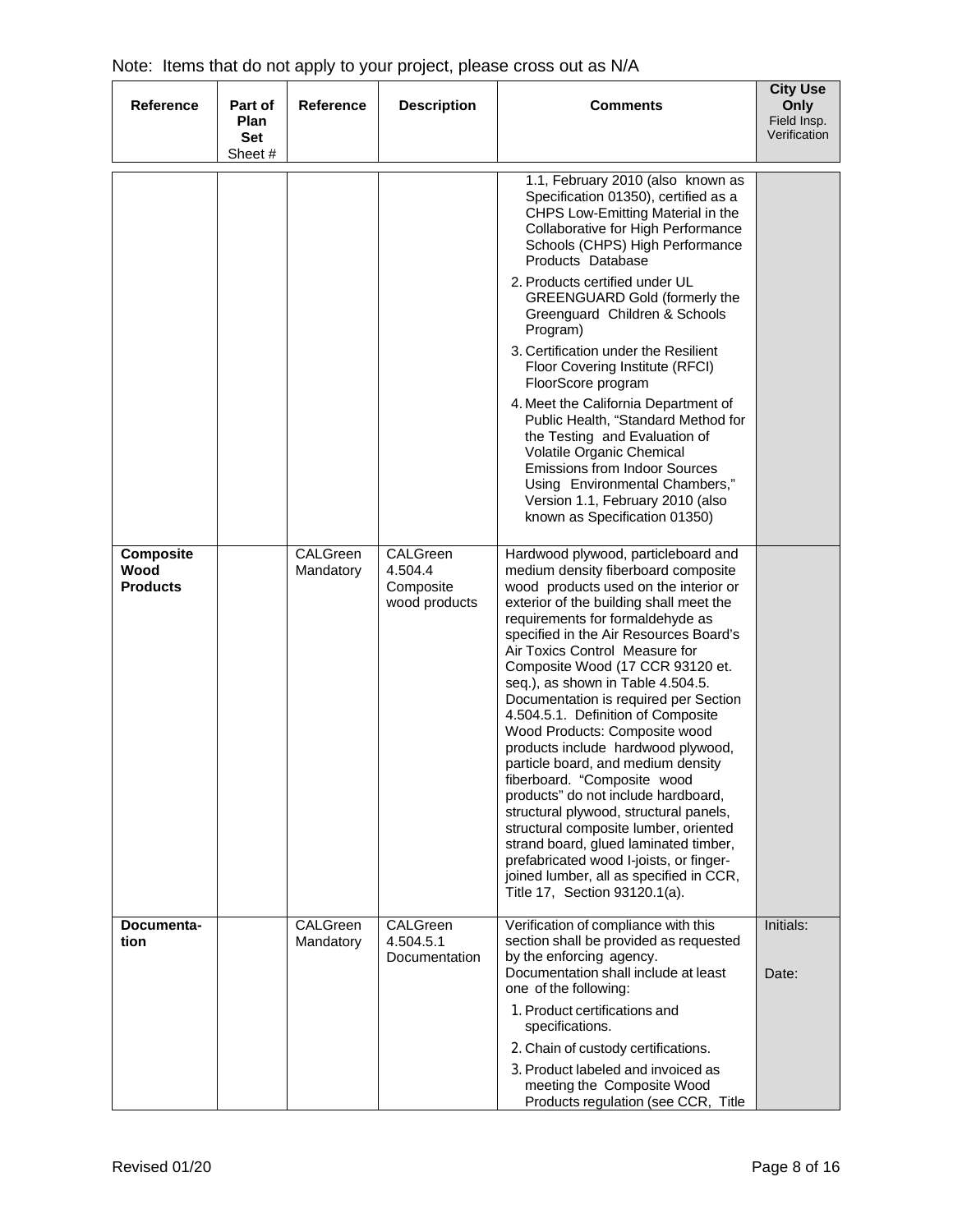Note: Items that do not apply to your project, please cross out as N/A

| Reference | Part of Plan Set Sheet # | Reference | Description | Comments | City Use Only Field Insp. Verification |
|---|---|---|---|---|---|
| | | | | 1.1, February 2010 (also known as Specification 01350), certified as a CHPS Low-Emitting Material in the Collaborative for High Performance Schools (CHPS) High Performance Products Database<br>2. Products certified under UL GREENGUARD Gold (formerly the Greenguard Children & Schools Program)<br>3. Certification under the Resilient Floor Covering Institute (RFCI) FloorScore program<br>4. Meet the California Department of Public Health, "Standard Method for the Testing and Evaluation of Volatile Organic Chemical Emissions from Indoor Sources Using Environmental Chambers," Version 1.1, February 2010 (also known as Specification 01350) | |
| **Composite Wood Products** | | CALGreen Mandatory | CALGreen 4.504.4 Composite wood products | Hardwood plywood, particleboard and medium density fiberboard composite wood products used on the interior or exterior of the building shall meet the requirements for formaldehyde as specified in the Air Resources Board's Air Toxics Control Measure for Composite Wood (17 CCR 93120 et. seq.), as shown in Table 4.504.5. Documentation is required per Section 4.504.5.1. Definition of Composite Wood Products: Composite wood products include hardwood plywood, particle board, and medium density fiberboard. "Composite wood products" do not include hardboard, structural plywood, structural panels, structural composite lumber, oriented strand board, glued laminated timber, prefabricated wood I-joists, or finger-joined lumber, all as specified in CCR, Title 17, Section 93120.1(a). | |
| **Documenta-tion** | | CALGreen Mandatory | CALGreen 4.504.5.1 Documentation | Verification of compliance with this section shall be provided as requested by the enforcing agency. Documentation shall include at least one of the following:<br>1. Product certifications and specifications.<br>2. Chain of custody certifications.<br>3. Product labeled and invoiced as meeting the Composite Wood Products regulation (see CCR, Title | Initials:<br><br>Date: |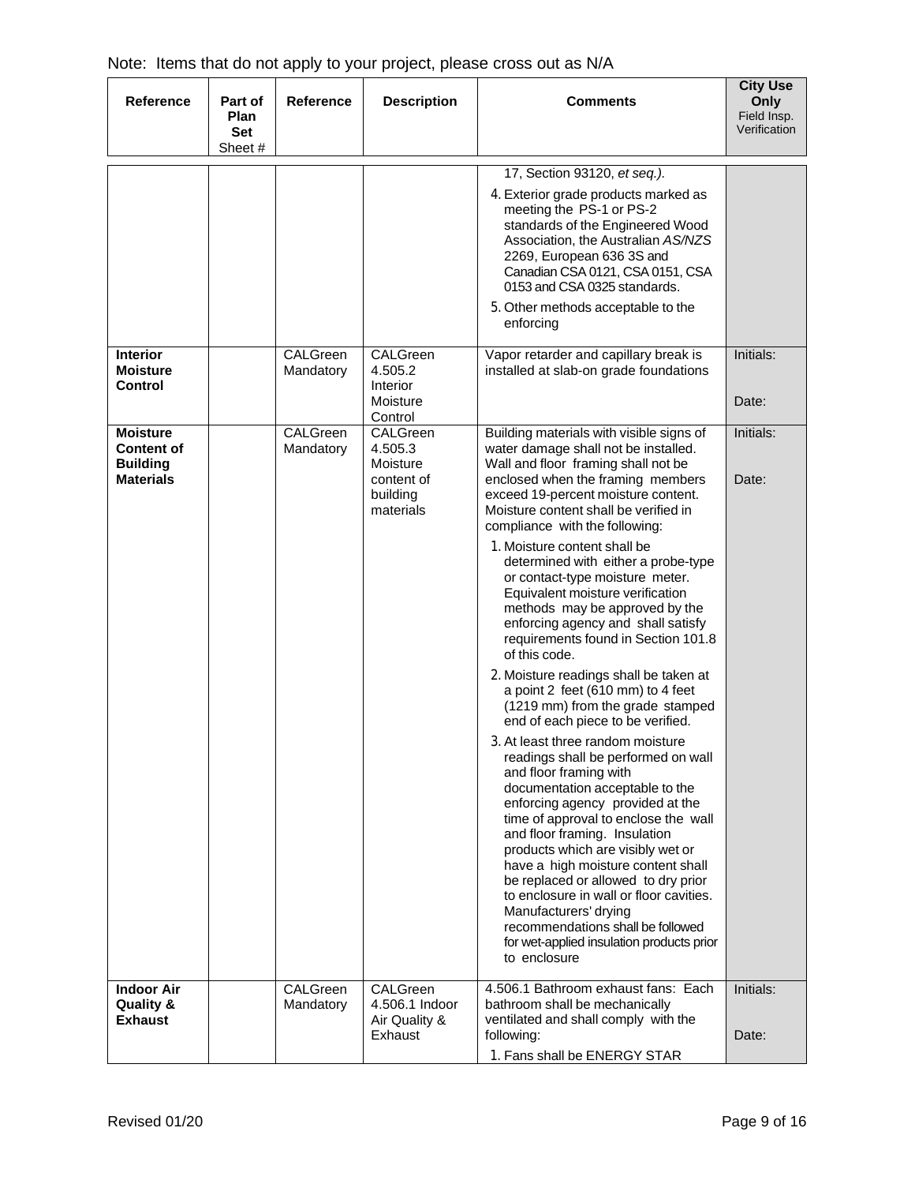Note: Items that do not apply to your project, please cross out as N/A

| Reference | Part of Plan Set Sheet # | Reference | Description | Comments | City Use Only Field Insp. Verification |
|---|---|---|---|---|---|
| | | | | 17, Section 93120, *et seq.).*<br>4. Exterior grade products marked as meeting the PS-1 or PS-2 standards of the Engineered Wood Association, the Australian *AS/NZS* 2269, European 636 3S and Canadian CSA 0121, CSA 0151, CSA 0153 and CSA 0325 standards.<br>5. Other methods acceptable to the enforcing | |
| **Interior Moisture Control** | | CALGreen Mandatory | CALGreen 4.505.2 Interior Moisture Control | Vapor retarder and capillary break is installed at slab-on grade foundations | Initials:<br><br>Date: |
| **Moisture Content of Building Materials** | | CALGreen Mandatory | CALGreen 4.505.3 Moisture content of building materials | Building materials with visible signs of water damage shall not be installed. Wall and floor framing shall not be enclosed when the framing members exceed 19-percent moisture content. Moisture content shall be verified in compliance with the following:<br>1. Moisture content shall be determined with either a probe-type or contact-type moisture meter. Equivalent moisture verification methods may be approved by the enforcing agency and shall satisfy requirements found in Section 101.8 of this code.<br>2. Moisture readings shall be taken at a point 2 feet (610 mm) to 4 feet (1219 mm) from the grade stamped end of each piece to be verified.<br>3. At least three random moisture readings shall be performed on wall and floor framing with documentation acceptable to the enforcing agency provided at the time of approval to enclose the wall and floor framing. Insulation products which are visibly wet or have a high moisture content shall be replaced or allowed to dry prior to enclosure in wall or floor cavities. Manufacturers' drying recommendations shall be followed for wet-applied insulation products prior to enclosure | Initials:<br><br>Date: |
| **Indoor Air Quality & Exhaust** | | CALGreen Mandatory | CALGreen 4.506.1 Indoor Air Quality & Exhaust | 4.506.1 Bathroom exhaust fans: Each bathroom shall be mechanically ventilated and shall comply with the following:<br>1. Fans shall be ENERGY STAR | Initials:<br><br>Date: |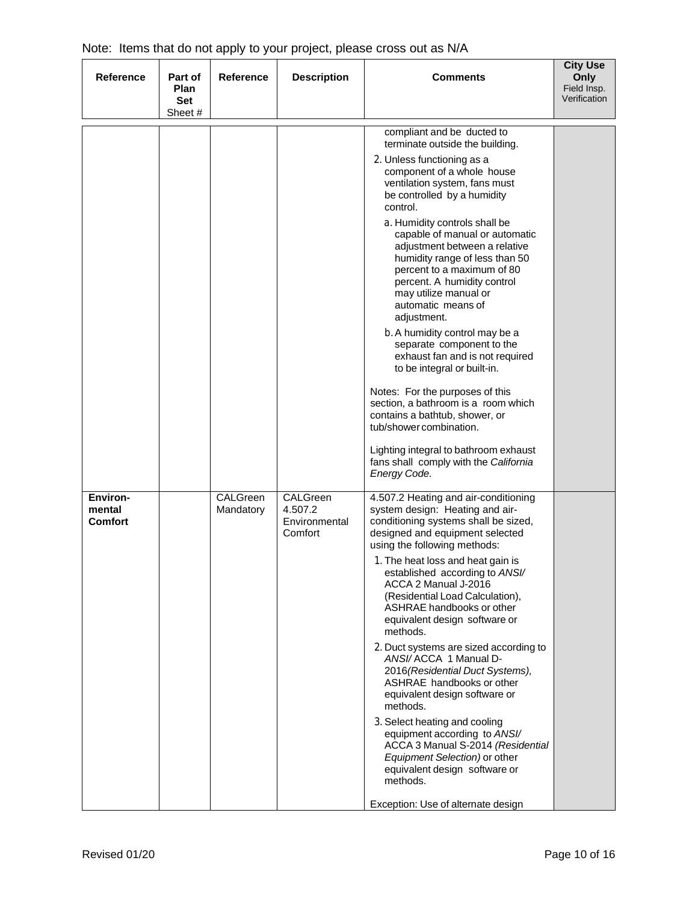Note: Items that do not apply to your project, please cross out as N/A

| Reference | Part of Plan Set Sheet # | Reference | Description | Comments | City Use Only Field Insp. Verification |
|---|---|---|---|---|---|
| | | | | compliant and be ducted to terminate outside the building.<br>2. Unless functioning as a component of a whole house ventilation system, fans must be controlled by a humidity control.<br>a. Humidity controls shall be capable of manual or automatic adjustment between a relative humidity range of less than 50 percent to a maximum of 80 percent. A humidity control may utilize manual or automatic means of adjustment.<br>b. A humidity control may be a separate component to the exhaust fan and is not required to be integral or built-in.<br><br>Notes: For the purposes of this section, a bathroom is a room which contains a bathtub, shower, or tub/shower combination.<br><br>Lighting integral to bathroom exhaust fans shall comply with the *California Energy Code.* | |
| **Environ-mental Comfort** | | CALGreen Mandatory | CALGreen 4.507.2 Environmental Comfort | 4.507.2 Heating and air-conditioning system design: Heating and air-conditioning systems shall be sized, designed and equipment selected using the following methods:<br>1. The heat loss and heat gain is established according to *ANSI/* ACCA 2 Manual J-2016 (Residential Load Calculation), ASHRAE handbooks or other equivalent design software or methods.<br>2. Duct systems are sized according to *ANSI/* ACCA 1 Manual D-2016*(Residential Duct Systems),* ASHRAE handbooks or other equivalent design software or methods.<br>3. Select heating and cooling equipment according to *ANSI/* ACCA 3 Manual S-2014 *(Residential Equipment Selection)* or other equivalent design software or methods.<br><br>Exception: Use of alternate design | |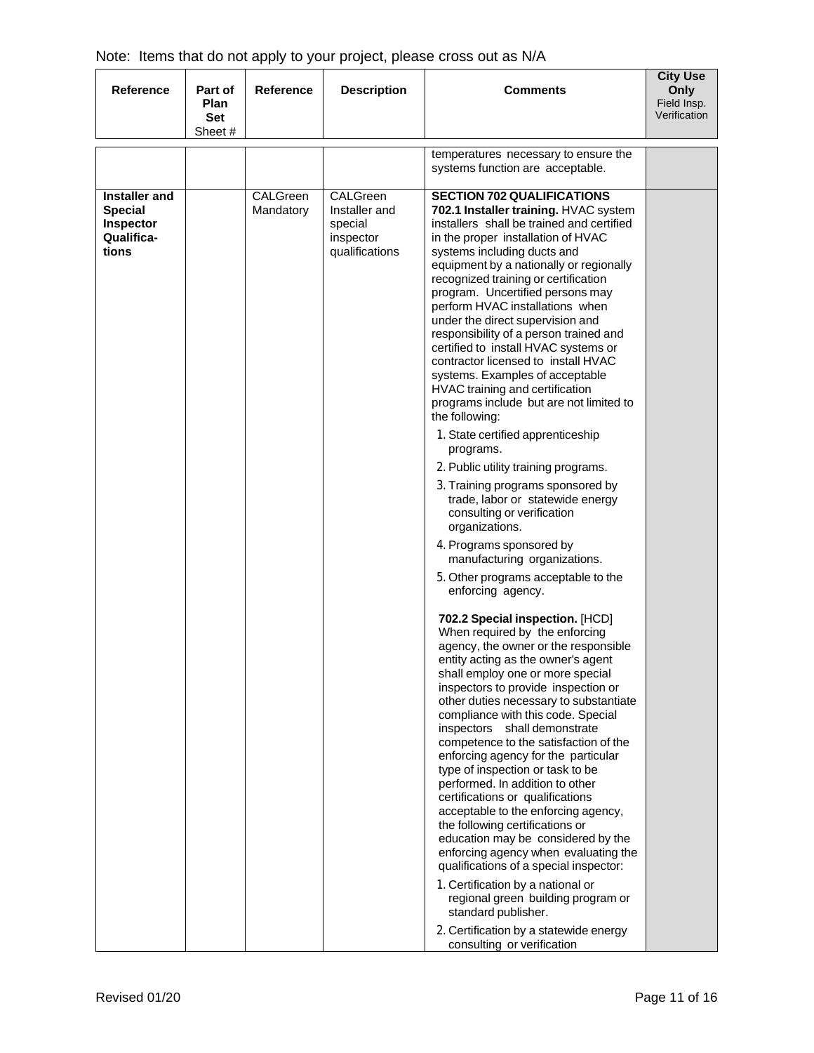Note: Items that do not apply to your project, please cross out as N/A

| Reference | Part of Plan Set Sheet # | Reference | Description | Comments | City Use Only Field Insp. Verification |
|---|---|---|---|---|---|
| | | | | temperatures necessary to ensure the systems function are acceptable. | |
| **Installer and Special Inspector Qualifica-tions** | | CALGreen Mandatory | CALGreen Installer and special inspector qualifications | **SECTION 702 QUALIFICATIONS** **702.1 Installer training.** HVAC system installers shall be trained and certified in the proper installation of HVAC systems including ducts and equipment by a nationally or regionally recognized training or certification program. Uncertified persons may perform HVAC installations when under the direct supervision and responsibility of a person trained and certified to install HVAC systems or contractor licensed to install HVAC systems. Examples of acceptable HVAC training and certification programs include but are not limited to the following: 1. State certified apprenticeship programs. 2. Public utility training programs. 3. Training programs sponsored by trade, labor or statewide energy consulting or verification organizations. 4. Programs sponsored by manufacturing organizations. 5. Other programs acceptable to the enforcing agency. **702.2 Special inspection.** [HCD] When required by the enforcing agency, the owner or the responsible entity acting as the owner's agent shall employ one or more special inspectors to provide inspection or other duties necessary to substantiate compliance with this code. Special inspectors shall demonstrate competence to the satisfaction of the enforcing agency for the particular type of inspection or task to be performed. In addition to other certifications or qualifications acceptable to the enforcing agency, the following certifications or education may be considered by the enforcing agency when evaluating the qualifications of a special inspector: 1. Certification by a national or regional green building program or standard publisher. 2. Certification by a statewide energy consulting or verification | |

Revised 01/20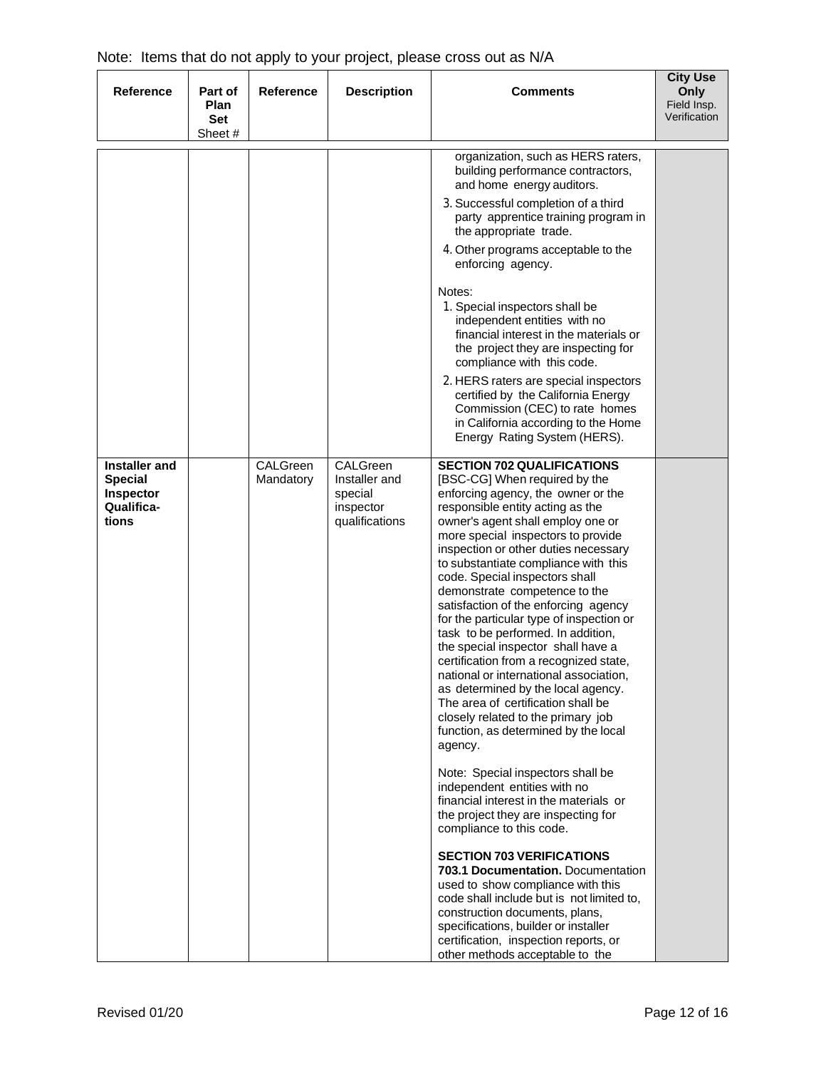Note: Items that do not apply to your project, please cross out as N/A

| Reference | Part of Plan Set Sheet # | Reference | Description | Comments | City Use Only Field Insp. Verification |
|---|---|---|---|---|---|
| | | | | organization, such as HERS raters, building performance contractors, and home energy auditors.<br>3. Successful completion of a third party apprentice training program in the appropriate trade.<br>4. Other programs acceptable to the enforcing agency.<br><br>Notes:<br>1. Special inspectors shall be independent entities with no financial interest in the materials or the project they are inspecting for compliance with this code.<br>2. HERS raters are special inspectors certified by the California Energy Commission (CEC) to rate homes in California according to the Home Energy Rating System (HERS). | |
| **Installer and Special Inspector Qualifica-tions** | | CALGreen Mandatory | CALGreen Installer and special inspector qualifications | **SECTION 702 QUALIFICATIONS**<br>[BSC-CG] When required by the enforcing agency, the owner or the responsible entity acting as the owner's agent shall employ one or more special inspectors to provide inspection or other duties necessary to substantiate compliance with this code. Special inspectors shall demonstrate competence to the satisfaction of the enforcing agency for the particular type of inspection or task to be performed. In addition, the special inspector shall have a certification from a recognized state, national or international association, as determined by the local agency. The area of certification shall be closely related to the primary job function, as determined by the local agency.<br><br>Note: Special inspectors shall be independent entities with no financial interest in the materials or the project they are inspecting for compliance to this code.<br><br>**SECTION 703 VERIFICATIONS**<br>**703.1 Documentation.** Documentation used to show compliance with this code shall include but is not limited to, construction documents, plans, specifications, builder or installer certification, inspection reports, or other methods acceptable to the | |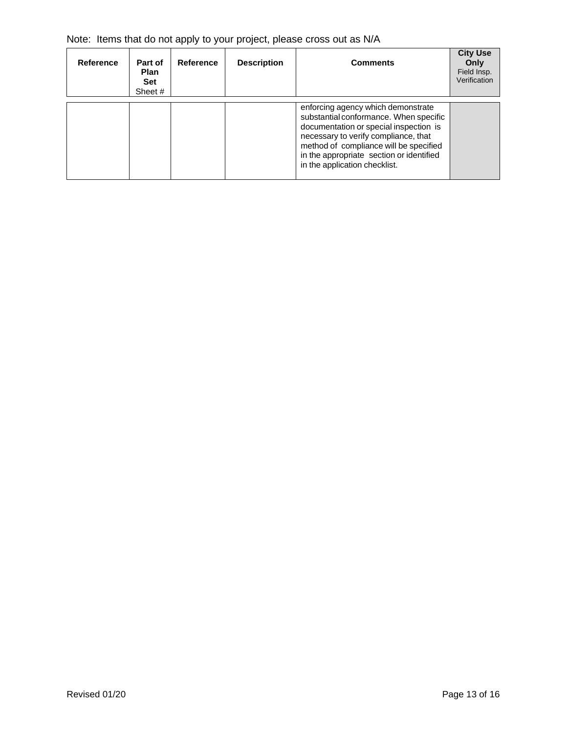Note: Items that do not apply to your project, please cross out as N/A

| Reference | Part of Plan Set Sheet # | Reference | Description | Comments | City Use Only Field Insp. Verification |
|---|---|---|---|---|---|
| | | | | enforcing agency which demonstrate substantial conformance. When specific documentation or special inspection is necessary to verify compliance, that method of compliance will be specified in the appropriate section or identified in the application checklist. | |

Revised 01/20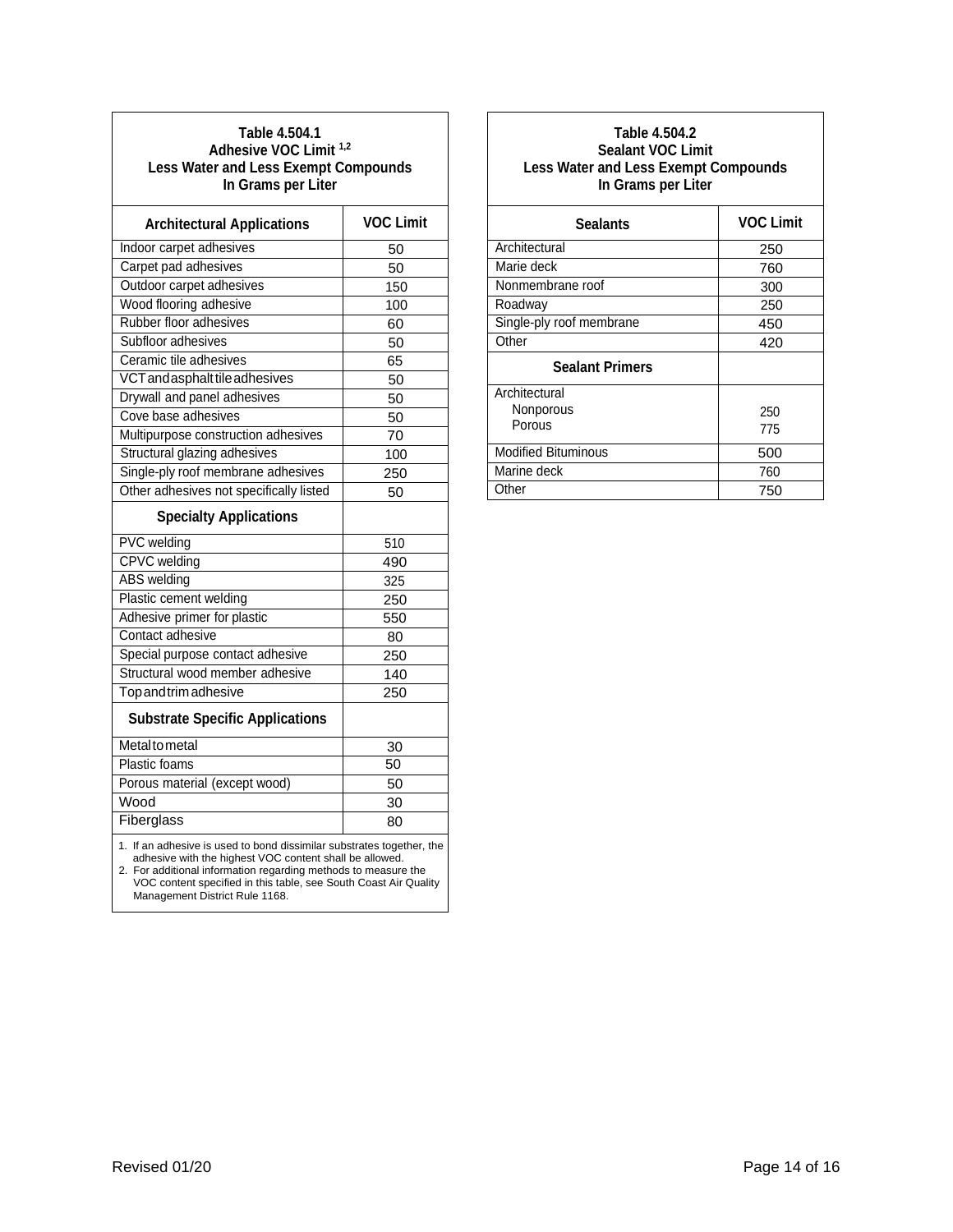**Table 4.504.1**
**Adhesive VOC Limit [1,2]**
**Less Water and Less Exempt Compounds**
**In Grams per Liter**

| Architectural Applications | VOC Limit |
|---|---|
| Indoor carpet adhesives | 50 |
| Carpet pad adhesives | 50 |
| Outdoor carpet adhesives | 150 |
| Wood flooring adhesive | 100 |
| Rubber floor adhesives | 60 |
| Subfloor adhesives | 50 |
| Ceramic tile adhesives | 65 |
| VCT and asphalt tile adhesives | 50 |
| Drywall and panel adhesives | 50 |
| Cove base adhesives | 50 |
| Multipurpose construction adhesives | 70 |
| Structural glazing adhesives | 100 |
| Single-ply roof membrane adhesives | 250 |
| Other adhesives not specifically listed | 50 |
| **Specialty Applications** | |
| PVC welding | 510 |
| CPVC welding | 490 |
| ABS welding | 325 |
| Plastic cement welding | 250 |
| Adhesive primer for plastic | 550 |
| Contact adhesive | 80 |
| Special purpose contact adhesive | 250 |
| Structural wood member adhesive | 140 |
| Top and trim adhesive | 250 |
| **Substrate Specific Applications** | |
| Metal to metal | 30 |
| Plastic foams | 50 |
| Porous material (except wood) | 50 |
| Wood | 30 |
| Fiberglass | 80 |

1. If an adhesive is used to bond dissimilar substrates together, the adhesive with the highest VOC content shall be allowed.
2. For additional information regarding methods to measure the VOC content specified in this table, see South Coast Air Quality Management District Rule 1168.

**Table 4.504.2**
**Sealant VOC Limit**
**Less Water and Less Exempt Compounds**
**In Grams per Liter**

| Sealants | VOC Limit |
|---|---|
| Architectural | 250 |
| Marie deck | 760 |
| Nonmembrane roof | 300 |
| Roadway | 250 |
| Single-ply roof membrane | 450 |
| Other | 420 |
| **Sealant Primers** | |
| Architectural | |
| Nonporous | 250 |
| Porous | 775 |
| Modified Bituminous | 500 |
| Marine deck | 760 |
| Other | 750 |

Revised 01/20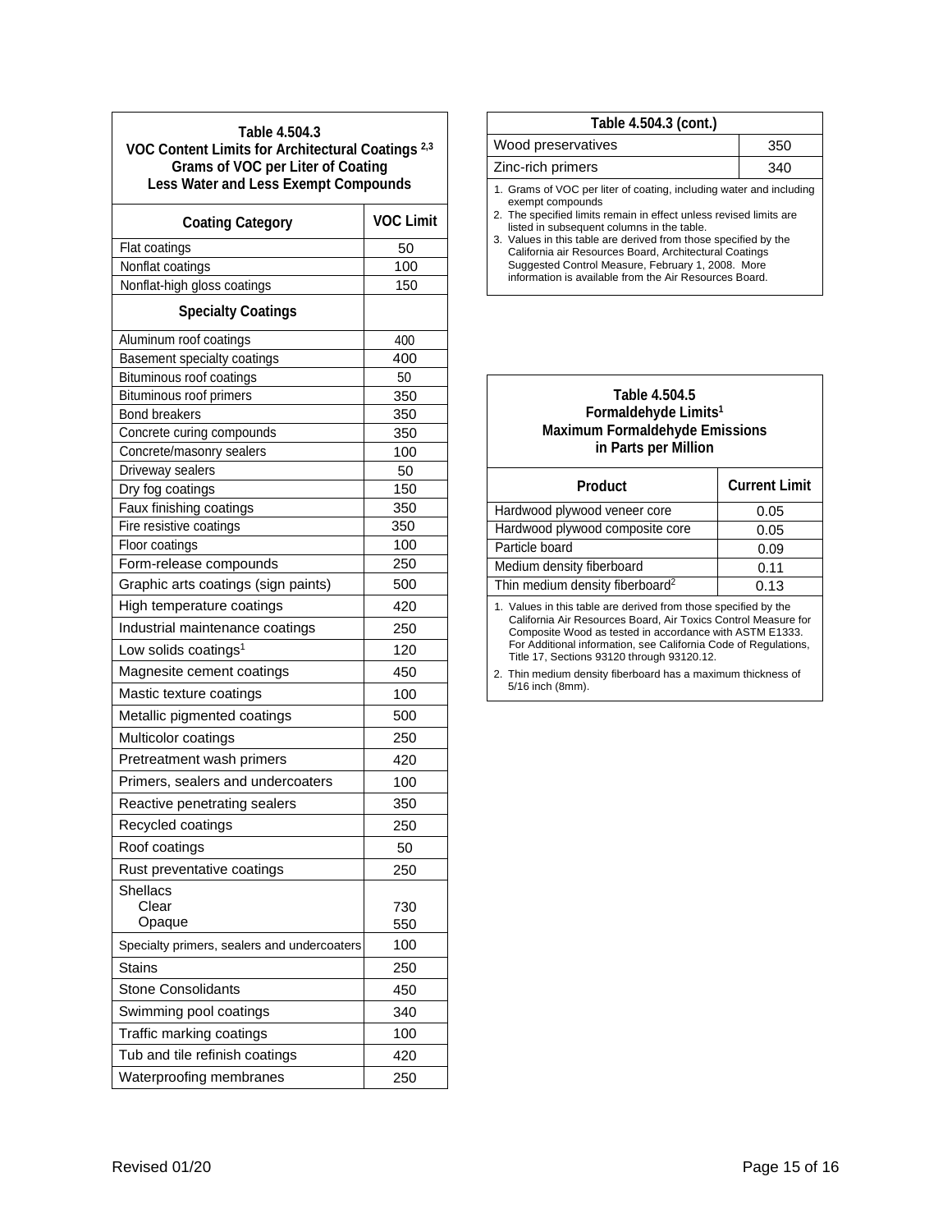**Table 4.504.3**
**VOC Content Limits for Architectural Coatings [2,3]**
**Grams of VOC per Liter of Coating**
**Less Water and Less Exempt Compounds**

| Coating Category | VOC Limit |
|---|---|
| Flat coatings | 50 |
| Nonflat coatings | 100 |
| Nonflat-high gloss coatings | 150 |
| **Specialty Coatings** | |
| Aluminum roof coatings | 400 |
| Basement specialty coatings | 400 |
| Bituminous roof coatings | 50 |
| Bituminous roof primers | 350 |
| Bond breakers | 350 |
| Concrete curing compounds | 350 |
| Concrete/masonry sealers | 100 |
| Driveway sealers | 50 |
| Dry fog coatings | 150 |
| Faux finishing coatings | 350 |
| Fire resistive coatings | 350 |
| Floor coatings | 100 |
| Form-release compounds | 250 |
| Graphic arts coatings (sign paints) | 500 |
| High temperature coatings | 420 |
| Industrial maintenance coatings | 250 |
| Low solids coatings[1] | 120 |
| Magnesite cement coatings | 450 |
| Mastic texture coatings | 100 |
| Metallic pigmented coatings | 500 |
| Multicolor coatings | 250 |
| Pretreatment wash primers | 420 |
| Primers, sealers and undercoaters | 100 |
| Reactive penetrating sealers | 350 |
| Recycled coatings | 250 |
| Roof coatings | 50 |
| Rust preventative coatings | 250 |
| Shellacs | |
| Clear | 730 |
| Opaque | 550 |
| Specialty primers, sealers and undercoaters | 100 |
| Stains | 250 |
| Stone Consolidants | 450 |
| Swimming pool coatings | 340 |
| Traffic marking coatings | 100 |
| Tub and tile refinish coatings | 420 |
| Waterproofing membranes | 250 |
| Wood preservatives | 350 |
| Zinc-rich primers | 340 |

1. Grams of VOC per liter of coating, including water and including exempt compounds
2. The specified limits remain in effect unless revised limits are listed in subsequent columns in the table.
3. Values in this table are derived from those specified by the California air Resources Board, Architectural Coatings Suggested Control Measure, February 1, 2008. More information is available from the Air Resources Board.

**Table 4.504.5**
**Formaldehyde Limits[1]**
**Maximum Formaldehyde Emissions**
**in Parts per Million**

| Product | Current Limit |
|---|---|
| Hardwood plywood veneer core | 0.05 |
| Hardwood plywood composite core | 0.05 |
| Particle board | 0.09 |
| Medium density fiberboard | 0.11 |
| Thin medium density fiberboard[2] | 0.13 |

1. Values in this table are derived from those specified by the California Air Resources Board, Air Toxics Control Measure for Composite Wood as tested in accordance with ASTM E1333. For Additional information, see California Code of Regulations, Title 17, Sections 93120 through 93120.12.
2. Thin medium density fiberboard has a maximum thickness of 5/16 inch (8mm).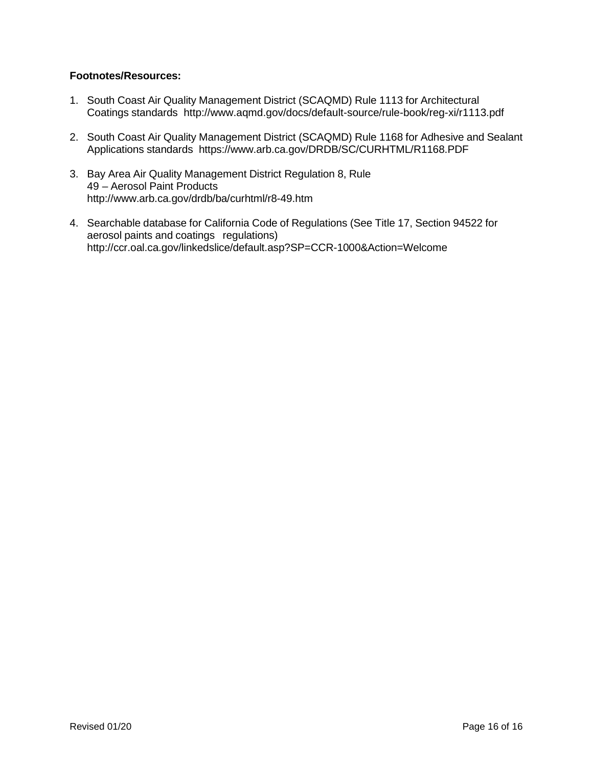**Footnotes/Resources:**

1. South Coast Air Quality Management District (SCAQMD) Rule 1113 for Architectural Coatings standards http://www.aqmd.gov/docs/default-source/rule-book/reg-xi/r1113.pdf

2. South Coast Air Quality Management District (SCAQMD) Rule 1168 for Adhesive and Sealant Applications standards https://www.arb.ca.gov/DRDB/SC/CURHTML/R1168.PDF

3. Bay Area Air Quality Management District Regulation 8, Rule 49 – Aerosol Paint Products http://www.arb.ca.gov/drdb/ba/curhtml/r8-49.htm

4. Searchable database for California Code of Regulations (See Title 17, Section 94522 for aerosol paints and coatings regulations) http://ccr.oal.ca.gov/linkedslice/default.asp?SP=CCR-1000&Action=Welcome

Revised 01/20